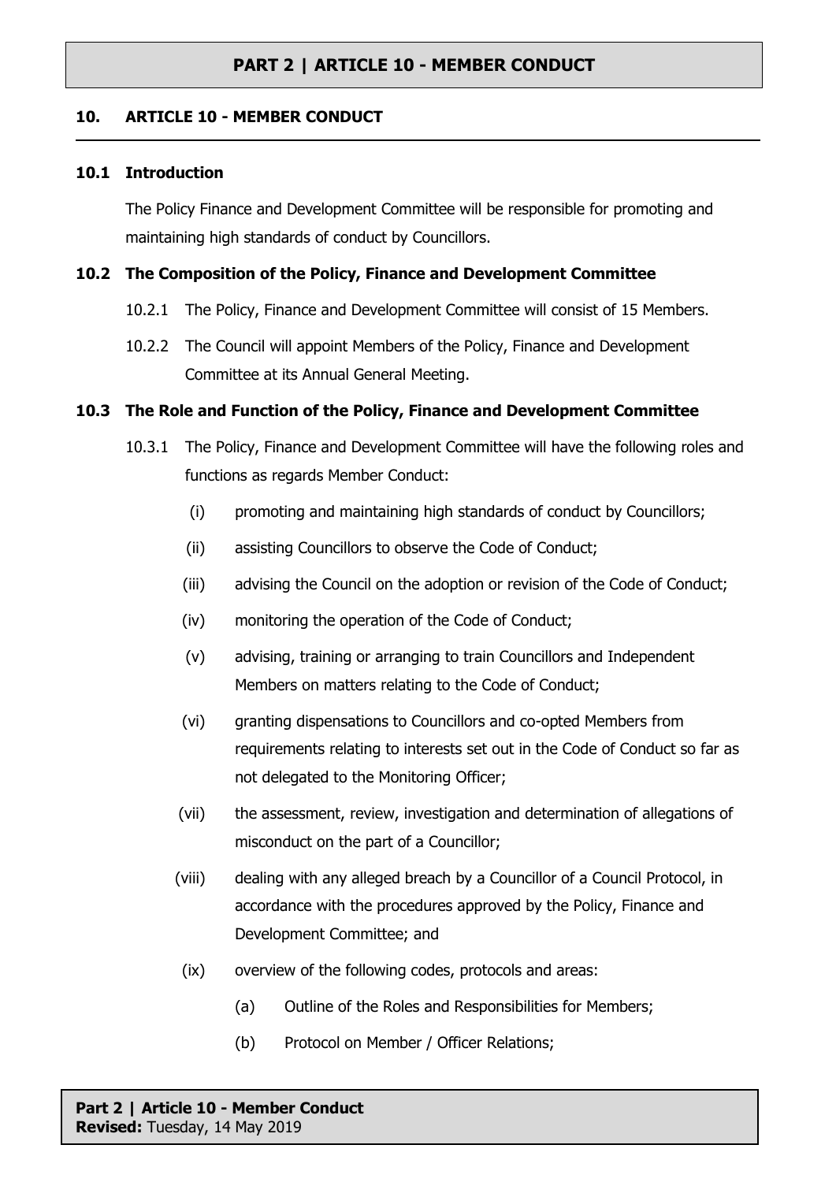## 10. ARTICLE 10 - MEMBER CONDUCT

### 10.1 Introduction

The Policy Finance and Development Committee will be responsible for promoting and maintaining high standards of conduct by Councillors.

### 10.2 The Composition of the Policy, Finance and Development Committee

10.2.1 The Policy, Finance and Development Committee will consist of 15 Members.

10.2.2 The Council will appoint Members of the Policy, Finance and Development Committee at its Annual General Meeting.

### 10.3 The Role and Function of the Policy, Finance and Development Committee

10.3.1 The Policy, Finance and Development Committee will have the following roles and functions as regards Member Conduct:

(i) promoting and maintaining high standards of conduct by Councillors;

(ii) assisting Councillors to observe the Code of Conduct;

(iii) advising the Council on the adoption or revision of the Code of Conduct;

(iv) monitoring the operation of the Code of Conduct;

(v) advising, training or arranging to train Councillors and Independent Members on matters relating to the Code of Conduct;

(vi) granting dispensations to Councillors and co-opted Members from requirements relating to interests set out in the Code of Conduct so far as not delegated to the Monitoring Officer;

(vii) the assessment, review, investigation and determination of allegations of misconduct on the part of a Councillor;

(viii) dealing with any alleged breach by a Councillor of a Council Protocol, in accordance with the procedures approved by the Policy, Finance and Development Committee; and

(ix) overview of the following codes, protocols and areas:

(a) Outline of the Roles and Responsibilities for Members;

(b) Protocol on Member / Officer Relations;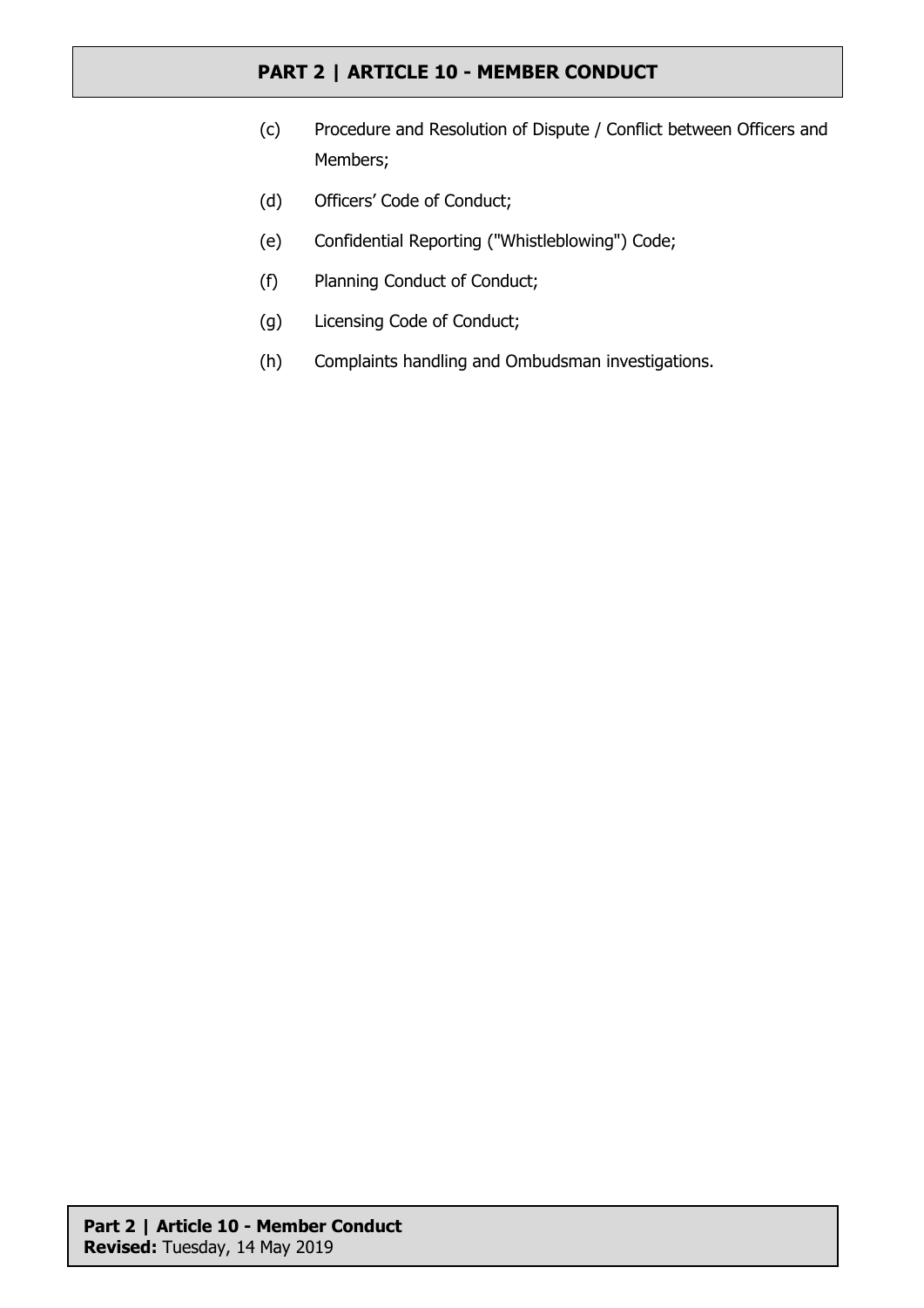(c) Procedure and Resolution of Dispute / Conflict between Officers and Members;

(d) Officers' Code of Conduct;

(e) Confidential Reporting ("Whistleblowing") Code;

(f) Planning Conduct of Conduct;

(g) Licensing Code of Conduct;

(h) Complaints handling and Ombudsman investigations.